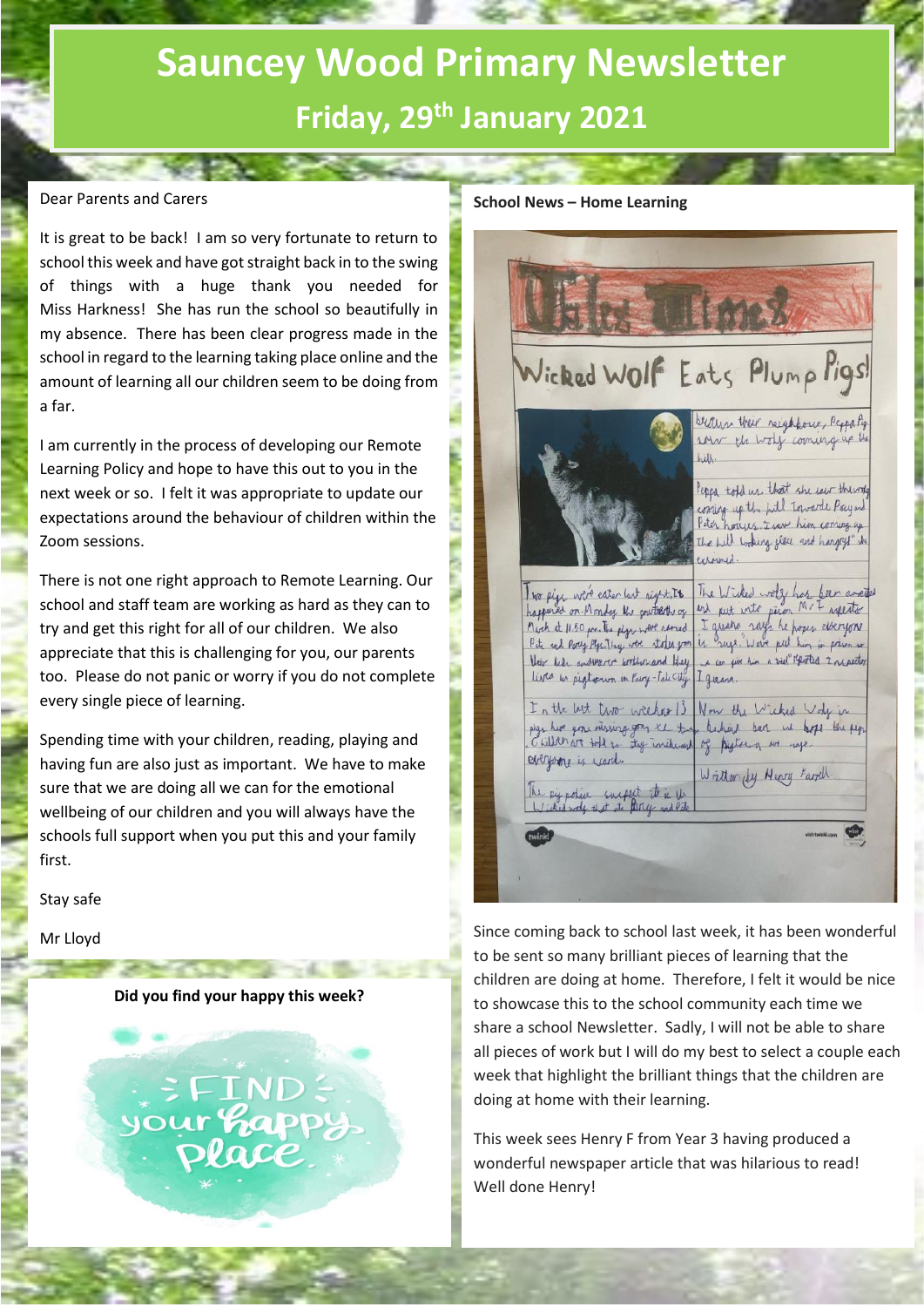# Sauncey Wood Primary Newsletter

## Friday, 29th January 2021

Dear Parents and Carers

It is great to be back! I am so very fortunate to return to school this week and have got straight back in to the swing of things with a huge thank you needed for Miss Harkness! She has run the school so beautifully in my absence. There has been clear progress made in the school in regard to the learning taking place online and the amount of learning all our children seem to be doing from a far.

I am currently in the process of developing our Remote Learning Policy and hope to have this out to you in the next week or so. I felt it was appropriate to update our expectations around the behaviour of children within the Zoom sessions.

There is not one right approach to Remote Learning. Our school and staff team are working as hard as they can to try and get this right for all of our children. We also appreciate that this is challenging for you, our parents too. Please do not panic or worry if you do not complete every single piece of learning.

Spending time with your children, reading, playing and having fun are also just as important. We have to make sure that we are doing all we can for the emotional wellbeing of our children and you will always have the schools full support when you put this and your family first.

Stay safe

Mr Lloyd

**Did you find your happy this week?**

FIND your happy place

**School News – Home Learning**

Since coming back to school last week, it has been wonderful to be sent so many brilliant pieces of learning that the children are doing at home. Therefore, I felt it would be nice to showcase this to the school community each time we share a school Newsletter. Sadly, I will not be able to share all pieces of work but I will do my best to select a couple each week that highlight the brilliant things that the children are doing at home with their learning.

This week sees Henry F from Year 3 having produced a wonderful newspaper article that was hilarious to read! Well done Henry!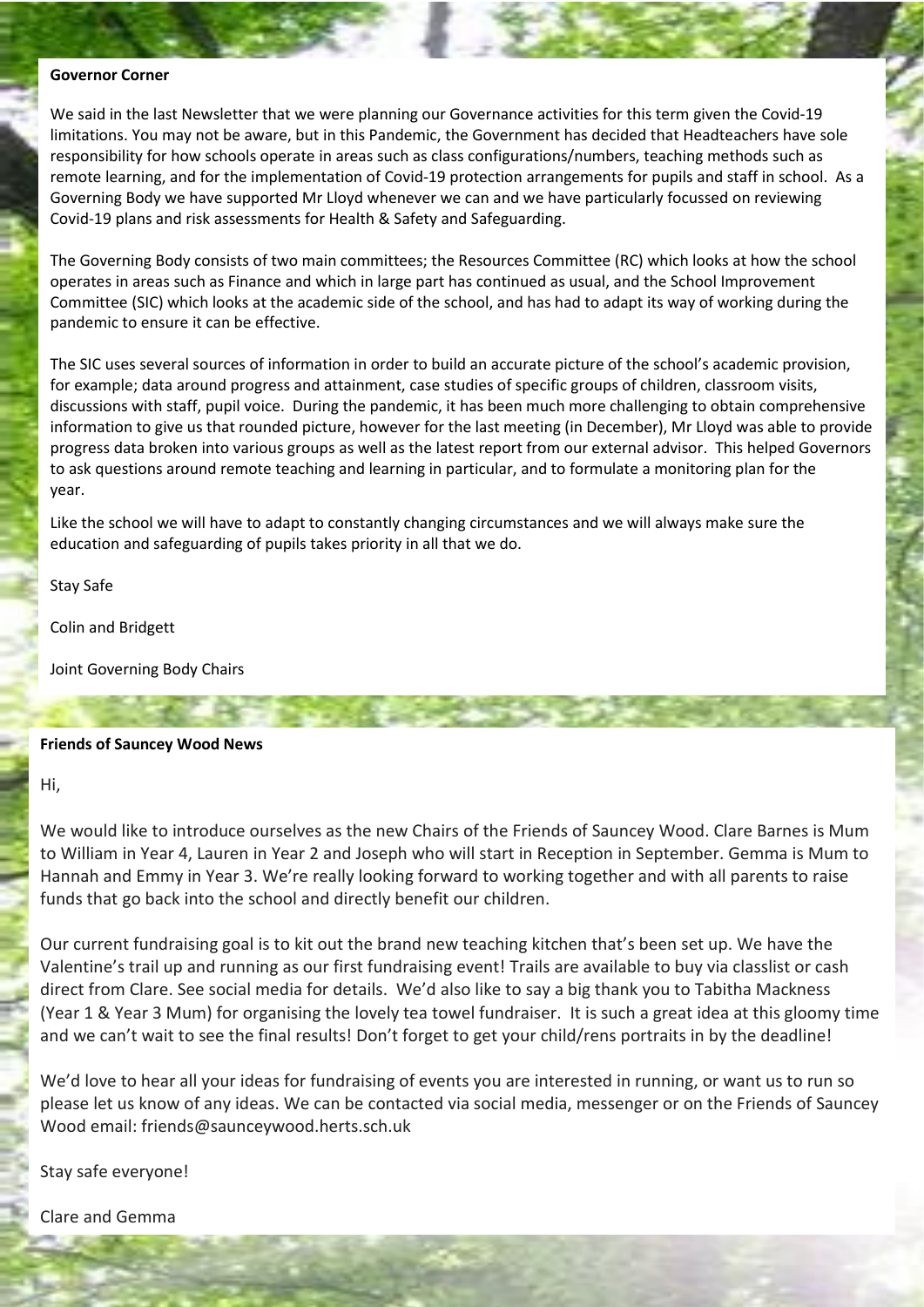**Governor Corner**

We said in the last Newsletter that we were planning our Governance activities for this term given the Covid-19 limitations. You may not be aware, but in this Pandemic, the Government has decided that Headteachers have sole responsibility for how schools operate in areas such as class configurations/numbers, teaching methods such as remote learning, and for the implementation of Covid-19 protection arrangements for pupils and staff in school. As a Governing Body we have supported Mr Lloyd whenever we can and we have particularly focussed on reviewing Covid-19 plans and risk assessments for Health & Safety and Safeguarding.

The Governing Body consists of two main committees; the Resources Committee (RC) which looks at how the school operates in areas such as Finance and which in large part has continued as usual, and the School Improvement Committee (SIC) which looks at the academic side of the school, and has had to adapt its way of working during the pandemic to ensure it can be effective.

The SIC uses several sources of information in order to build an accurate picture of the school's academic provision, for example; data around progress and attainment, case studies of specific groups of children, classroom visits, discussions with staff, pupil voice. During the pandemic, it has been much more challenging to obtain comprehensive information to give us that rounded picture, however for the last meeting (in December), Mr Lloyd was able to provide progress data broken into various groups as well as the latest report from our external advisor. This helped Governors to ask questions around remote teaching and learning in particular, and to formulate a monitoring plan for the year.

Like the school we will have to adapt to constantly changing circumstances and we will always make sure the education and safeguarding of pupils takes priority in all that we do.

Stay Safe

Colin and Bridgett

Joint Governing Body Chairs

**Friends of Sauncey Wood News**

Hi,

We would like to introduce ourselves as the new Chairs of the Friends of Sauncey Wood. Clare Barnes is Mum to William in Year 4, Lauren in Year 2 and Joseph who will start in Reception in September. Gemma is Mum to Hannah and Emmy in Year 3. We're really looking forward to working together and with all parents to raise funds that go back into the school and directly benefit our children.

Our current fundraising goal is to kit out the brand new teaching kitchen that's been set up. We have the Valentine's trail up and running as our first fundraising event! Trails are available to buy via classlist or cash direct from Clare. See social media for details. We'd also like to say a big thank you to Tabitha Mackness (Year 1 & Year 3 Mum) for organising the lovely tea towel fundraiser. It is such a great idea at this gloomy time and we can't wait to see the final results! Don't forget to get your child/rens portraits in by the deadline!

We'd love to hear all your ideas for fundraising of events you are interested in running, or want us to run so please let us know of any ideas. We can be contacted via social media, messenger or on the Friends of Sauncey Wood email: friends@saunceywood.herts.sch.uk

Stay safe everyone!

Clare and Gemma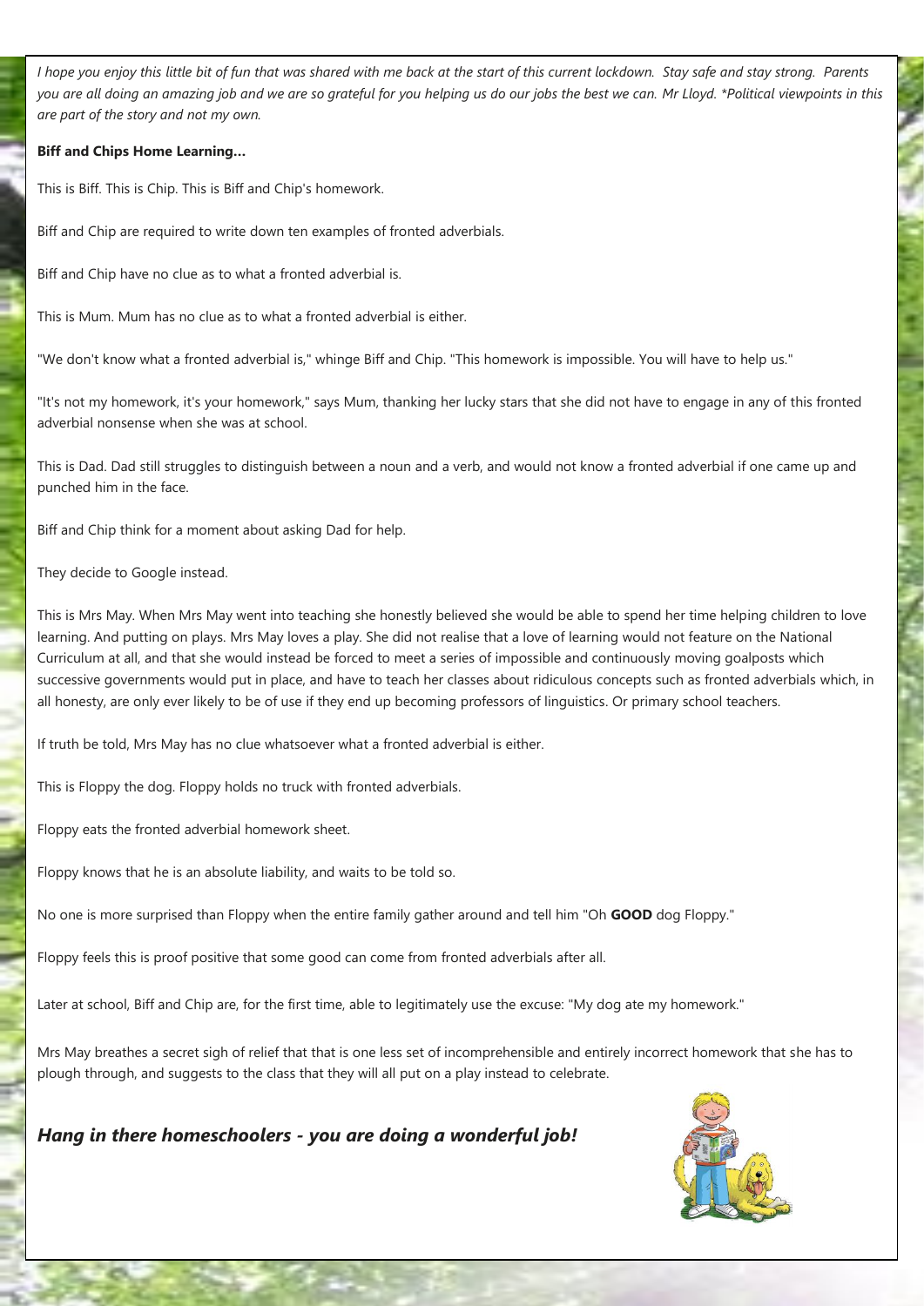*I hope you enjoy this little bit of fun that was shared with me back at the start of this current lockdown. Stay safe and stay strong. Parents you are all doing an amazing job and we are so grateful for you helping us do our jobs the best we can. Mr Lloyd. *Political viewpoints in this are part of the story and not my own.*

**Biff and Chips Home Learning…**

This is Biff. This is Chip. This is Biff and Chip's homework.

Biff and Chip are required to write down ten examples of fronted adverbials.

Biff and Chip have no clue as to what a fronted adverbial is.

This is Mum. Mum has no clue as to what a fronted adverbial is either.

"We don't know what a fronted adverbial is," whinge Biff and Chip. "This homework is impossible. You will have to help us."

"It's not my homework, it's your homework," says Mum, thanking her lucky stars that she did not have to engage in any of this fronted adverbial nonsense when she was at school.

This is Dad. Dad still struggles to distinguish between a noun and a verb, and would not know a fronted adverbial if one came up and punched him in the face.

Biff and Chip think for a moment about asking Dad for help.

They decide to Google instead.

This is Mrs May. When Mrs May went into teaching she honestly believed she would be able to spend her time helping children to love learning. And putting on plays. Mrs May loves a play. She did not realise that a love of learning would not feature on the National Curriculum at all, and that she would instead be forced to meet a series of impossible and continuously moving goalposts which successive governments would put in place, and have to teach her classes about ridiculous concepts such as fronted adverbials which, in all honesty, are only ever likely to be of use if they end up becoming professors of linguistics. Or primary school teachers.

If truth be told, Mrs May has no clue whatsoever what a fronted adverbial is either.

This is Floppy the dog. Floppy holds no truck with fronted adverbials.

Floppy eats the fronted adverbial homework sheet.

Floppy knows that he is an absolute liability, and waits to be told so.

No one is more surprised than Floppy when the entire family gather around and tell him "Oh **GOOD** dog Floppy."

Floppy feels this is proof positive that some good can come from fronted adverbials after all.

Later at school, Biff and Chip are, for the first time, able to legitimately use the excuse: "My dog ate my homework."

Mrs May breathes a secret sigh of relief that that is one less set of incomprehensible and entirely incorrect homework that she has to plough through, and suggests to the class that they will all put on a play instead to celebrate.

***Hang in there homeschoolers - you are doing a wonderful job!***